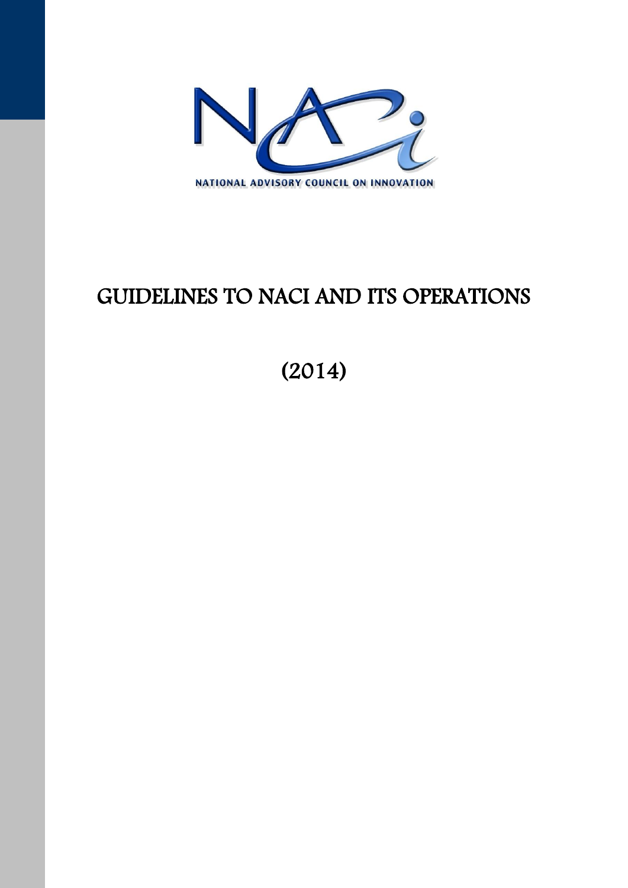NATIONAL ADVISORY COUNCIL ON INNOVATION

# GUIDELINES TO NACI AND ITS OPERATIONS

(2014)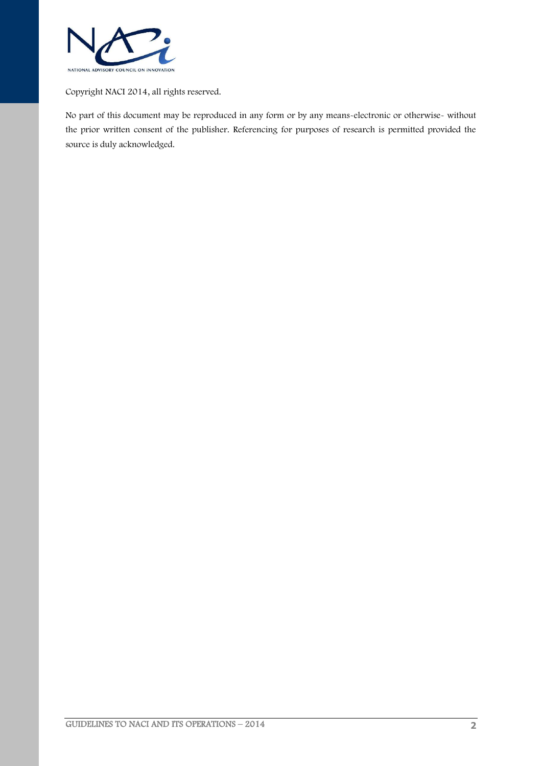Copyright NACI 2014, all rights reserved.

No part of this document may be reproduced in any form or by any means-electronic or otherwise- without the prior written consent of the publisher. Referencing for purposes of research is permitted provided the source is duly acknowledged.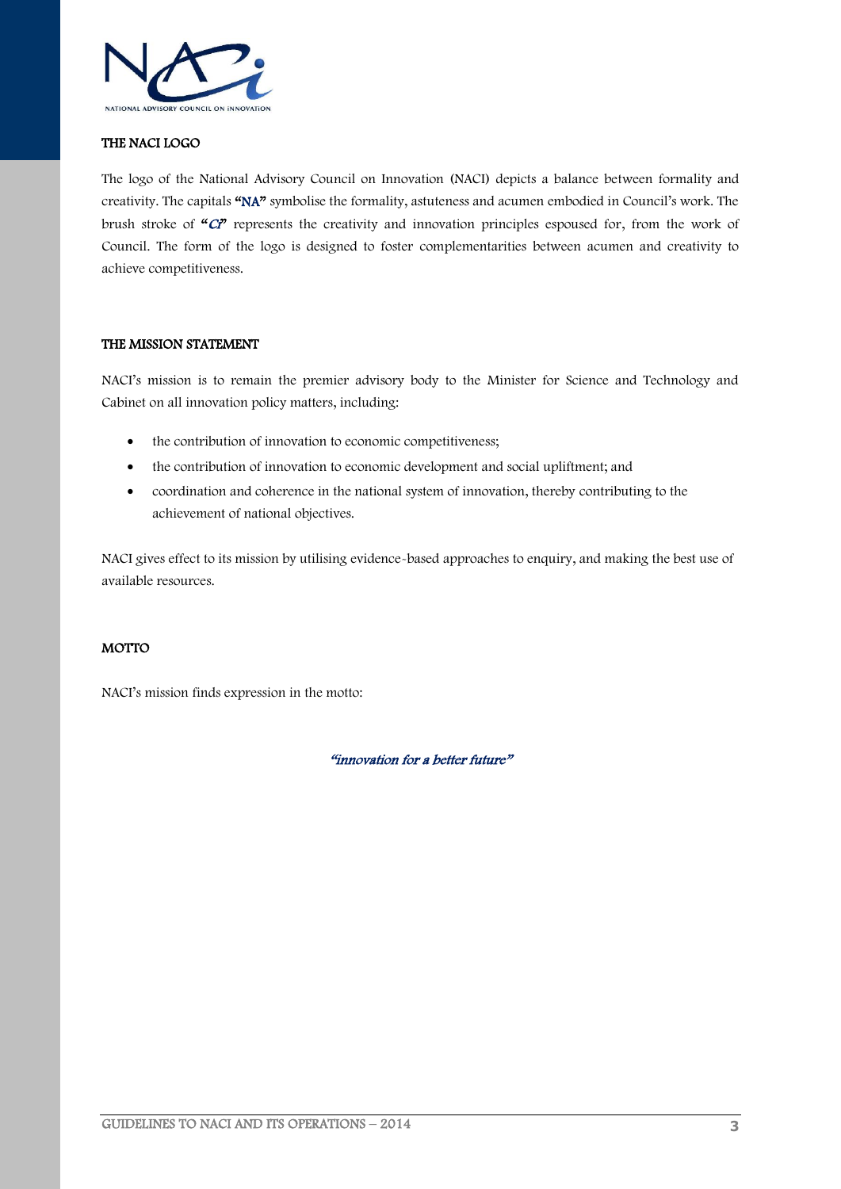## THE NACI LOGO

The logo of the National Advisory Council on Innovation (NACI) depicts a balance between formality and creativity. The capitals **"NA"** symbolise the formality, astuteness and acumen embodied in Council's work. The brush stroke of **"*Ci*"** represents the creativity and innovation principles espoused for, from the work of Council. The form of the logo is designed to foster complementarities between acumen and creativity to achieve competitiveness.

## THE MISSION STATEMENT

NACI's mission is to remain the premier advisory body to the Minister for Science and Technology and Cabinet on all innovation policy matters, including:

- the contribution of innovation to economic competitiveness;
- the contribution of innovation to economic development and social upliftment; and
- coordination and coherence in the national system of innovation, thereby contributing to the achievement of national objectives.

NACI gives effect to its mission by utilising evidence-based approaches to enquiry, and making the best use of available resources.

## MOTTO

NACI's mission finds expression in the motto:

*"innovation for a better future"*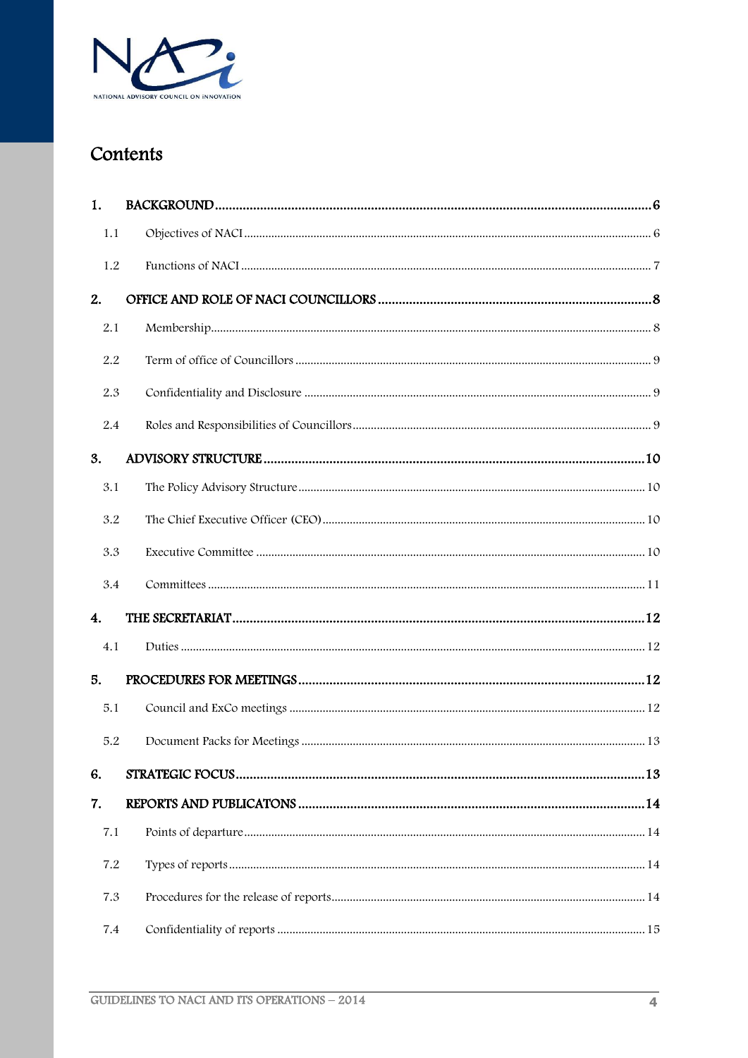# Contents

1. **BACKGROUND** .......... 6
   - 1.1 Objectives of NACI .......... 6
   - 1.2 Functions of NACI .......... 7
2. **OFFICE AND ROLE OF NACI COUNCILLORS** .......... 8
   - 2.1 Membership .......... 8
   - 2.2 Term of office of Councillors .......... 9
   - 2.3 Confidentiality and Disclosure .......... 9
   - 2.4 Roles and Responsibilities of Councillors .......... 9
3. **ADVISORY STRUCTURE** .......... 10
   - 3.1 The Policy Advisory Structure .......... 10
   - 3.2 The Chief Executive Officer (CEO) .......... 10
   - 3.3 Executive Committee .......... 10
   - 3.4 Committees .......... 11
4. **THE SECRETARIAT** .......... 12
   - 4.1 Duties .......... 12
5. **PROCEDURES FOR MEETINGS** .......... 12
   - 5.1 Council and ExCo meetings .......... 12
   - 5.2 Document Packs for Meetings .......... 13
6. **STRATEGIC FOCUS** .......... 13
7. **REPORTS AND PUBLICATONS** .......... 14
   - 7.1 Points of departure .......... 14
   - 7.2 Types of reports .......... 14
   - 7.3 Procedures for the release of reports .......... 14
   - 7.4 Confidentiality of reports .......... 15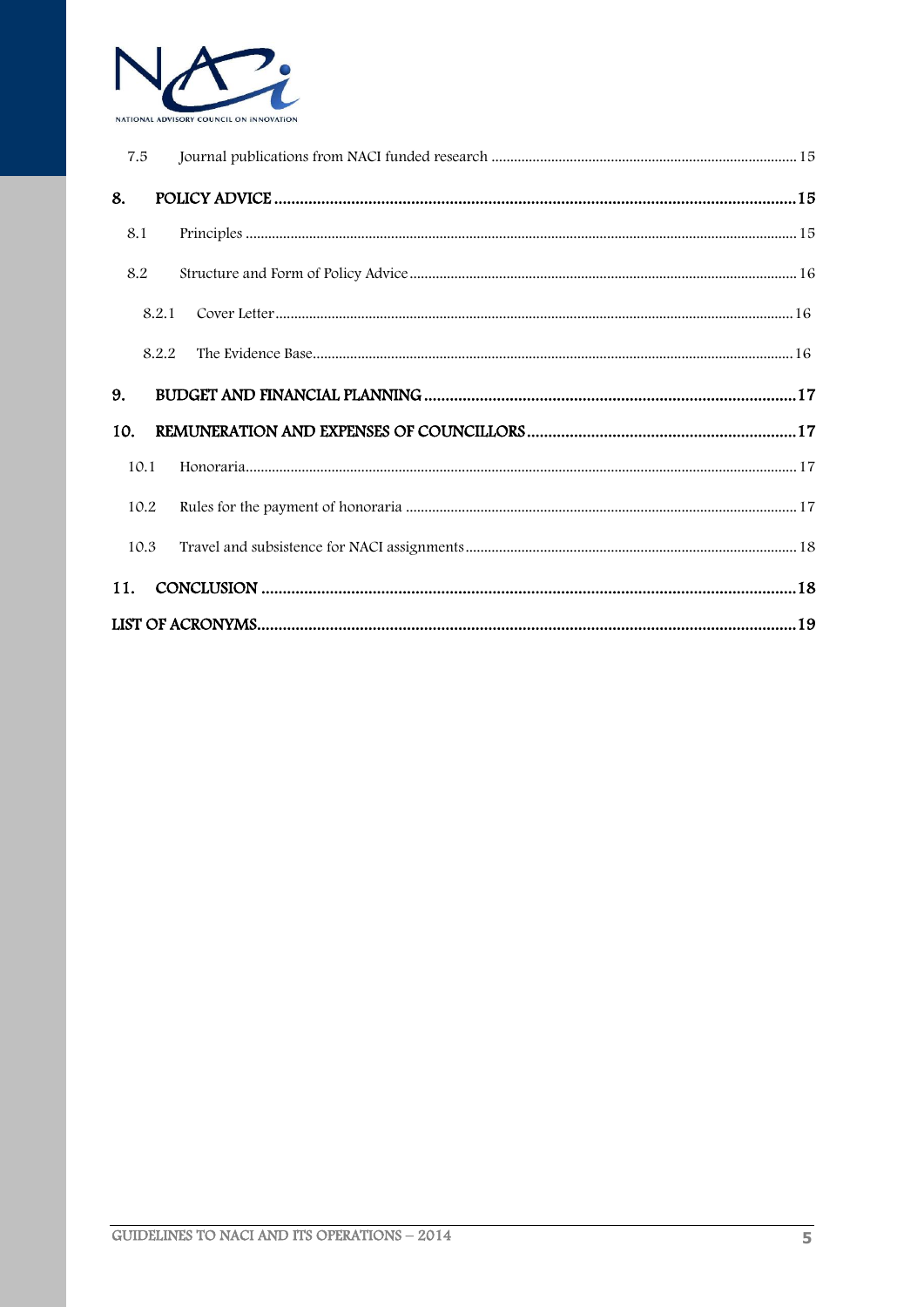7.5 Journal publications from NACI funded research ..... 15

**8. POLICY ADVICE ..... 15**

8.1 Principles ..... 15

8.2 Structure and Form of Policy Advice ..... 16

8.2.1 Cover Letter ..... 16

8.2.2 The Evidence Base ..... 16

**9. BUDGET AND FINANCIAL PLANNING ..... 17**

**10. REMUNERATION AND EXPENSES OF COUNCILLORS ..... 17**

10.1 Honoraria ..... 17

10.2 Rules for the payment of honoraria ..... 17

10.3 Travel and subsistence for NACI assignments ..... 18

**11. CONCLUSION ..... 18**

**LIST OF ACRONYMS ..... 19**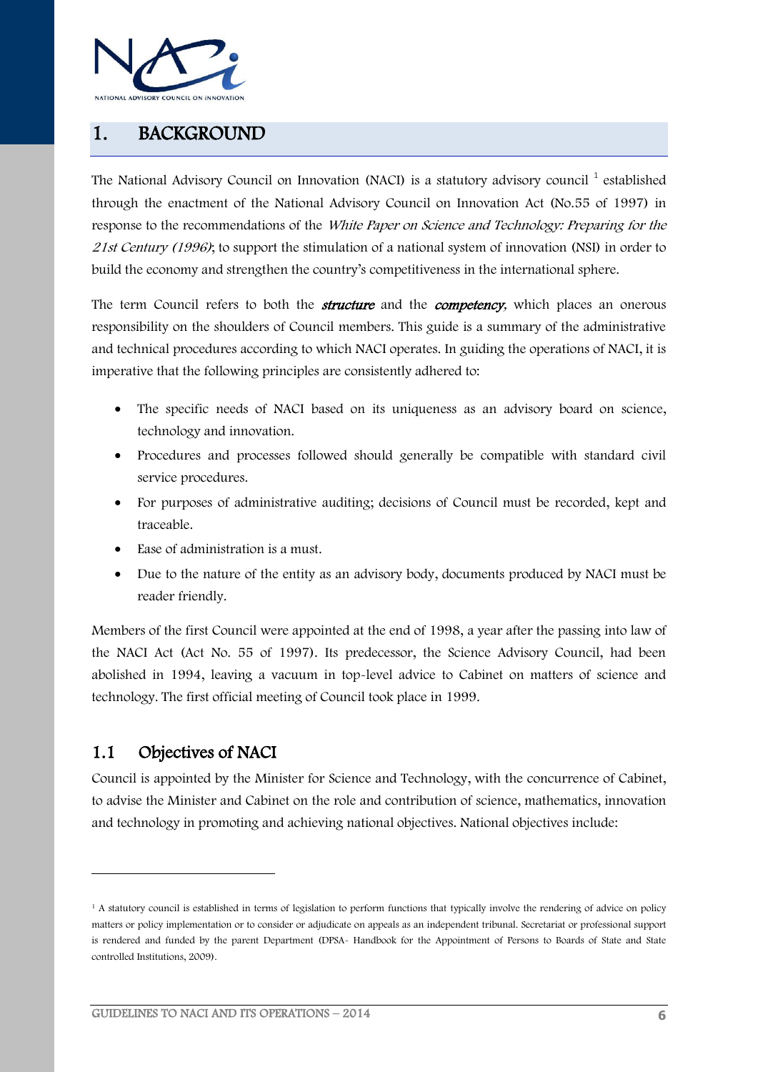# 1. BACKGROUND

The National Advisory Council on Innovation (NACI) is a statutory advisory council [1] established through the enactment of the National Advisory Council on Innovation Act (No.55 of 1997) in response to the recommendations of the *White Paper on Science and Technology: Preparing for the 21st Century (1996)*; to support the stimulation of a national system of innovation (NSI) in order to build the economy and strengthen the country's competitiveness in the international sphere.

The term Council refers to both the ***structure*** and the ***competency***, which places an onerous responsibility on the shoulders of Council members. This guide is a summary of the administrative and technical procedures according to which NACI operates. In guiding the operations of NACI, it is imperative that the following principles are consistently adhered to:

- The specific needs of NACI based on its uniqueness as an advisory board on science, technology and innovation.
- Procedures and processes followed should generally be compatible with standard civil service procedures.
- For purposes of administrative auditing; decisions of Council must be recorded, kept and traceable.
- Ease of administration is a must.
- Due to the nature of the entity as an advisory body, documents produced by NACI must be reader friendly.

Members of the first Council were appointed at the end of 1998, a year after the passing into law of the NACI Act (Act No. 55 of 1997). Its predecessor, the Science Advisory Council, had been abolished in 1994, leaving a vacuum in top-level advice to Cabinet on matters of science and technology. The first official meeting of Council took place in 1999.

## 1.1 Objectives of NACI

Council is appointed by the Minister for Science and Technology, with the concurrence of Cabinet, to advise the Minister and Cabinet on the role and contribution of science, mathematics, innovation and technology in promoting and achieving national objectives. National objectives include:

---

[1] A statutory council is established in terms of legislation to perform functions that typically involve the rendering of advice on policy matters or policy implementation or to consider or adjudicate on appeals as an independent tribunal. Secretariat or professional support is rendered and funded by the parent Department (DPSA- Handbook for the Appointment of Persons to Boards of State and State controlled Institutions, 2009).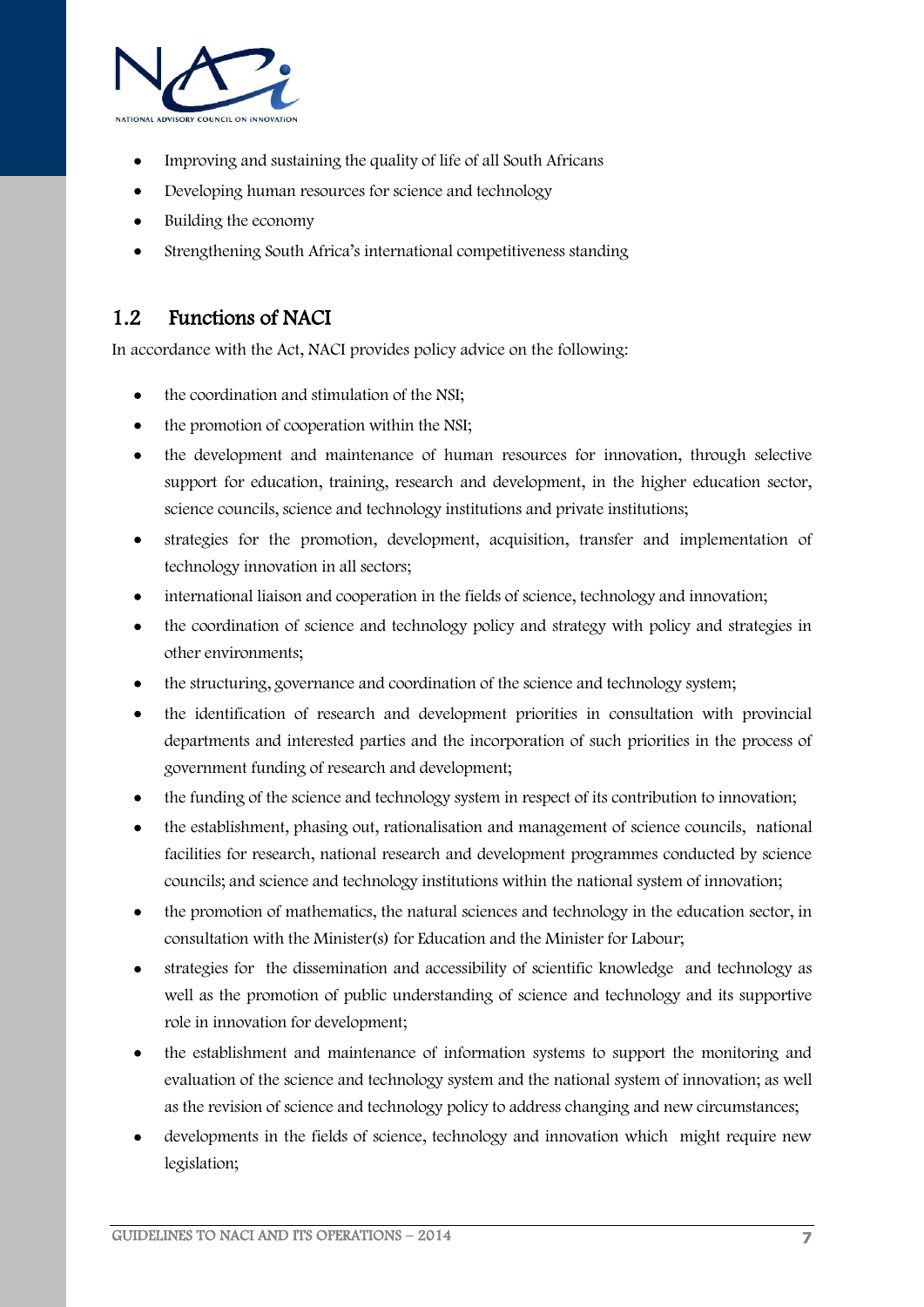- Improving and sustaining the quality of life of all South Africans
- Developing human resources for science and technology
- Building the economy
- Strengthening South Africa's international competitiveness standing

## 1.2 Functions of NACI

In accordance with the Act, NACI provides policy advice on the following:

- the coordination and stimulation of the NSI;
- the promotion of cooperation within the NSI;
- the development and maintenance of human resources for innovation, through selective support for education, training, research and development, in the higher education sector, science councils, science and technology institutions and private institutions;
- strategies for the promotion, development, acquisition, transfer and implementation of technology innovation in all sectors;
- international liaison and cooperation in the fields of science, technology and innovation;
- the coordination of science and technology policy and strategy with policy and strategies in other environments;
- the structuring, governance and coordination of the science and technology system;
- the identification of research and development priorities in consultation with provincial departments and interested parties and the incorporation of such priorities in the process of government funding of research and development;
- the funding of the science and technology system in respect of its contribution to innovation;
- the establishment, phasing out, rationalisation and management of science councils, national facilities for research, national research and development programmes conducted by science councils; and science and technology institutions within the national system of innovation;
- the promotion of mathematics, the natural sciences and technology in the education sector, in consultation with the Minister(s) for Education and the Minister for Labour;
- strategies for the dissemination and accessibility of scientific knowledge and technology as well as the promotion of public understanding of science and technology and its supportive role in innovation for development;
- the establishment and maintenance of information systems to support the monitoring and evaluation of the science and technology system and the national system of innovation; as well as the revision of science and technology policy to address changing and new circumstances;
- developments in the fields of science, technology and innovation which might require new legislation;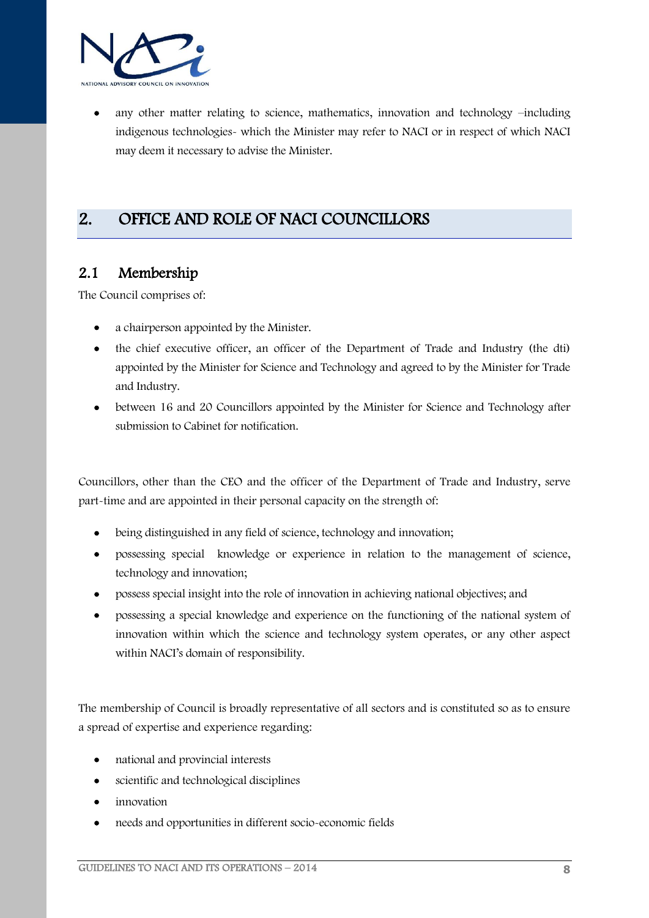- any other matter relating to science, mathematics, innovation and technology –including indigenous technologies- which the Minister may refer to NACI or in respect of which NACI may deem it necessary to advise the Minister.

## 2. OFFICE AND ROLE OF NACI COUNCILLORS

### 2.1 Membership

The Council comprises of:

- a chairperson appointed by the Minister.
- the chief executive officer, an officer of the Department of Trade and Industry (the dti) appointed by the Minister for Science and Technology and agreed to by the Minister for Trade and Industry.
- between 16 and 20 Councillors appointed by the Minister for Science and Technology after submission to Cabinet for notification.

Councillors, other than the CEO and the officer of the Department of Trade and Industry, serve part-time and are appointed in their personal capacity on the strength of:

- being distinguished in any field of science, technology and innovation;
- possessing special knowledge or experience in relation to the management of science, technology and innovation;
- possess special insight into the role of innovation in achieving national objectives; and
- possessing a special knowledge and experience on the functioning of the national system of innovation within which the science and technology system operates, or any other aspect within NACI's domain of responsibility.

The membership of Council is broadly representative of all sectors and is constituted so as to ensure a spread of expertise and experience regarding:

- national and provincial interests
- scientific and technological disciplines
- innovation
- needs and opportunities in different socio-economic fields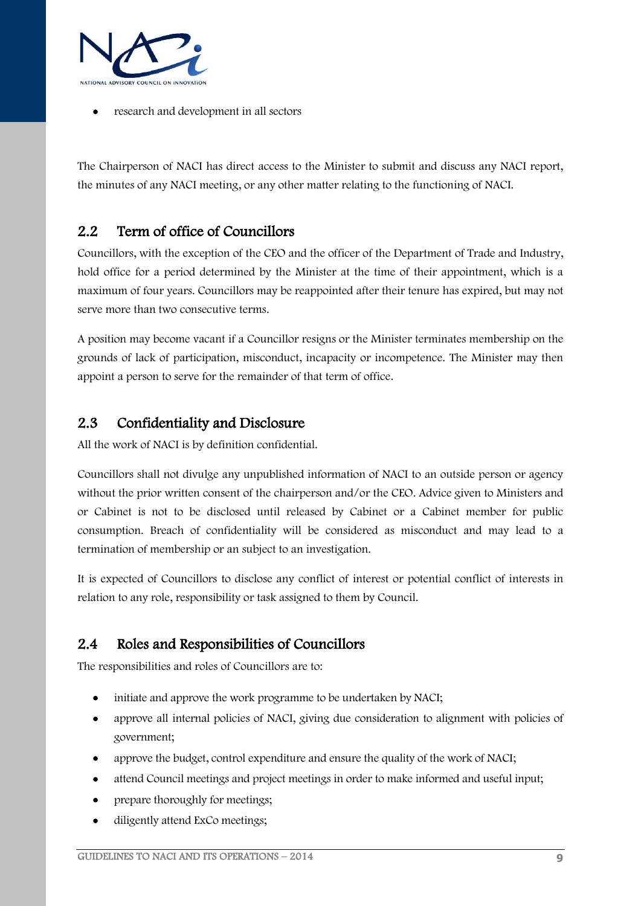- research and development in all sectors

The Chairperson of NACI has direct access to the Minister to submit and discuss any NACI report, the minutes of any NACI meeting, or any other matter relating to the functioning of NACI.

## 2.2 Term of office of Councillors

Councillors, with the exception of the CEO and the officer of the Department of Trade and Industry, hold office for a period determined by the Minister at the time of their appointment, which is a maximum of four years. Councillors may be reappointed after their tenure has expired, but may not serve more than two consecutive terms.

A position may become vacant if a Councillor resigns or the Minister terminates membership on the grounds of lack of participation, misconduct, incapacity or incompetence. The Minister may then appoint a person to serve for the remainder of that term of office.

## 2.3 Confidentiality and Disclosure

All the work of NACI is by definition confidential.

Councillors shall not divulge any unpublished information of NACI to an outside person or agency without the prior written consent of the chairperson and/or the CEO. Advice given to Ministers and or Cabinet is not to be disclosed until released by Cabinet or a Cabinet member for public consumption. Breach of confidentiality will be considered as misconduct and may lead to a termination of membership or an subject to an investigation.

It is expected of Councillors to disclose any conflict of interest or potential conflict of interests in relation to any role, responsibility or task assigned to them by Council.

## 2.4 Roles and Responsibilities of Councillors

The responsibilities and roles of Councillors are to:

- initiate and approve the work programme to be undertaken by NACI;
- approve all internal policies of NACI, giving due consideration to alignment with policies of government;
- approve the budget, control expenditure and ensure the quality of the work of NACI;
- attend Council meetings and project meetings in order to make informed and useful input;
- prepare thoroughly for meetings;
- diligently attend ExCo meetings;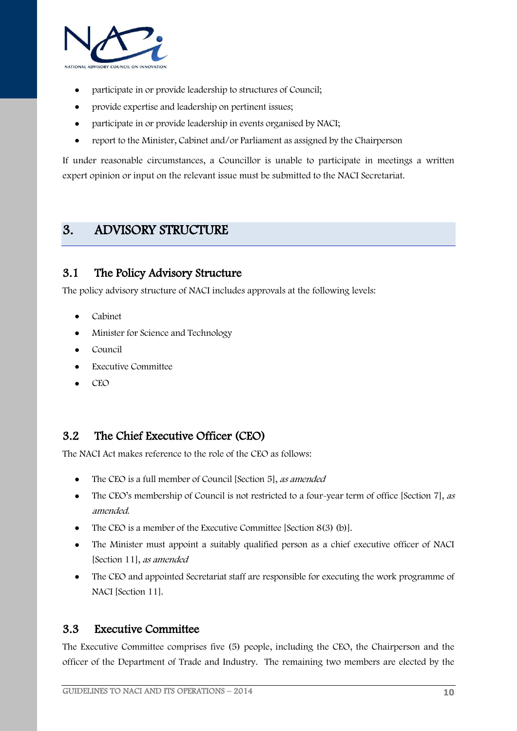- participate in or provide leadership to structures of Council;
- provide expertise and leadership on pertinent issues;
- participate in or provide leadership in events organised by NACI;
- report to the Minister, Cabinet and/or Parliament as assigned by the Chairperson

If under reasonable circumstances, a Councillor is unable to participate in meetings a written expert opinion or input on the relevant issue must be submitted to the NACI Secretariat.

# 3. ADVISORY STRUCTURE

## 3.1 The Policy Advisory Structure

The policy advisory structure of NACI includes approvals at the following levels:

- Cabinet
- Minister for Science and Technology
- Council
- Executive Committee
- CEO

## 3.2 The Chief Executive Officer (CEO)

The NACI Act makes reference to the role of the CEO as follows:

- The CEO is a full member of Council [Section 5], *as amended*
- The CEO's membership of Council is not restricted to a four-year term of office [Section 7], *as amended.*
- The CEO is a member of the Executive Committee [Section 8(3) (b)].
- The Minister must appoint a suitably qualified person as a chief executive officer of NACI [Section 11], *as amended*
- The CEO and appointed Secretariat staff are responsible for executing the work programme of NACI [Section 11].

## 3.3 Executive Committee

The Executive Committee comprises five (5) people, including the CEO, the Chairperson and the officer of the Department of Trade and Industry. The remaining two members are elected by the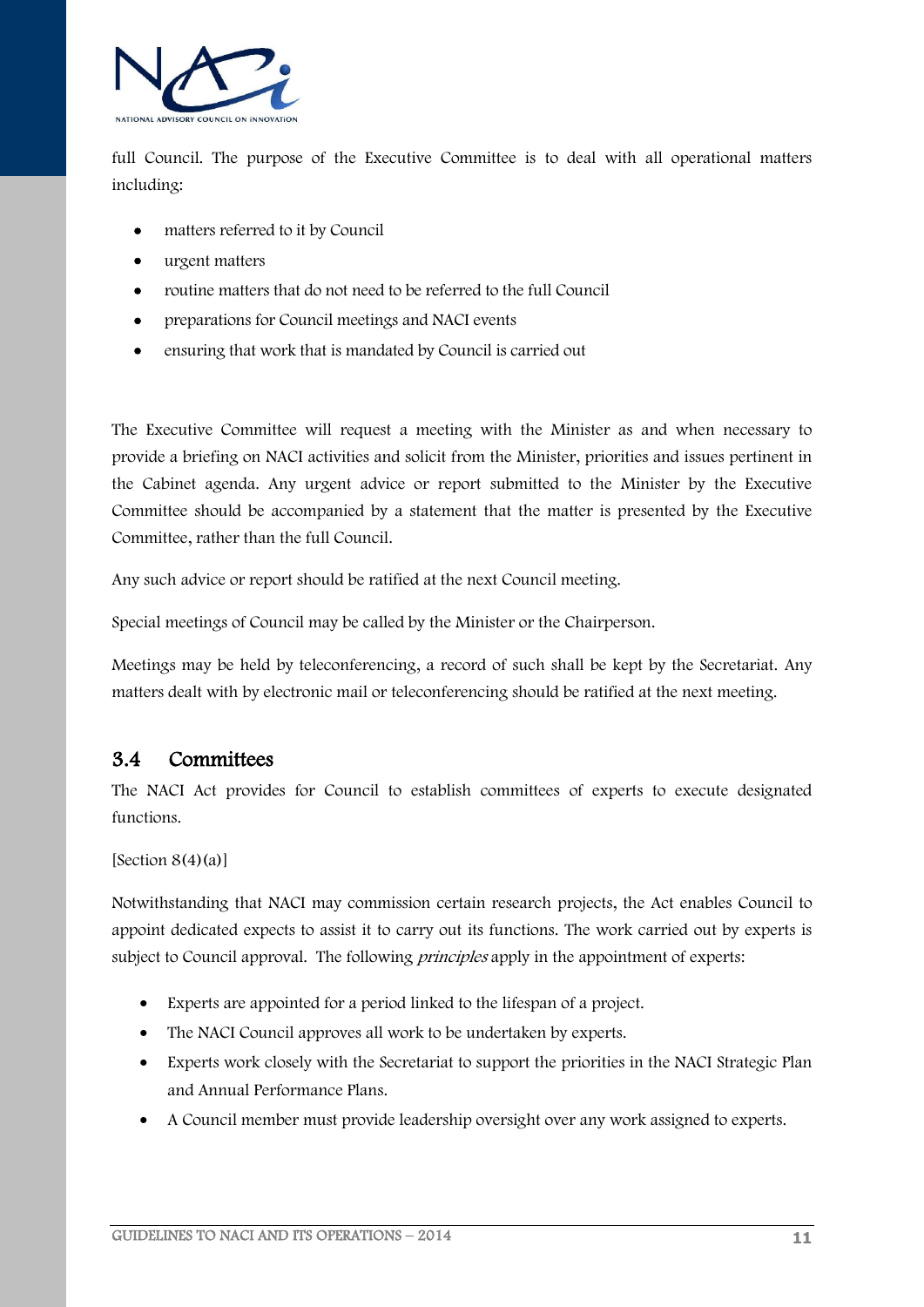full Council. The purpose of the Executive Committee is to deal with all operational matters including:

- matters referred to it by Council
- urgent matters
- routine matters that do not need to be referred to the full Council
- preparations for Council meetings and NACI events
- ensuring that work that is mandated by Council is carried out

The Executive Committee will request a meeting with the Minister as and when necessary to provide a briefing on NACI activities and solicit from the Minister, priorities and issues pertinent in the Cabinet agenda. Any urgent advice or report submitted to the Minister by the Executive Committee should be accompanied by a statement that the matter is presented by the Executive Committee, rather than the full Council.

Any such advice or report should be ratified at the next Council meeting.

Special meetings of Council may be called by the Minister or the Chairperson.

Meetings may be held by teleconferencing, a record of such shall be kept by the Secretariat. Any matters dealt with by electronic mail or teleconferencing should be ratified at the next meeting.

## 3.4 Committees

The NACI Act provides for Council to establish committees of experts to execute designated functions.

[Section 8(4)(a)]

Notwithstanding that NACI may commission certain research projects, the Act enables Council to appoint dedicated expects to assist it to carry out its functions. The work carried out by experts is subject to Council approval. The following *principles* apply in the appointment of experts:

- Experts are appointed for a period linked to the lifespan of a project.
- The NACI Council approves all work to be undertaken by experts.
- Experts work closely with the Secretariat to support the priorities in the NACI Strategic Plan and Annual Performance Plans.
- A Council member must provide leadership oversight over any work assigned to experts.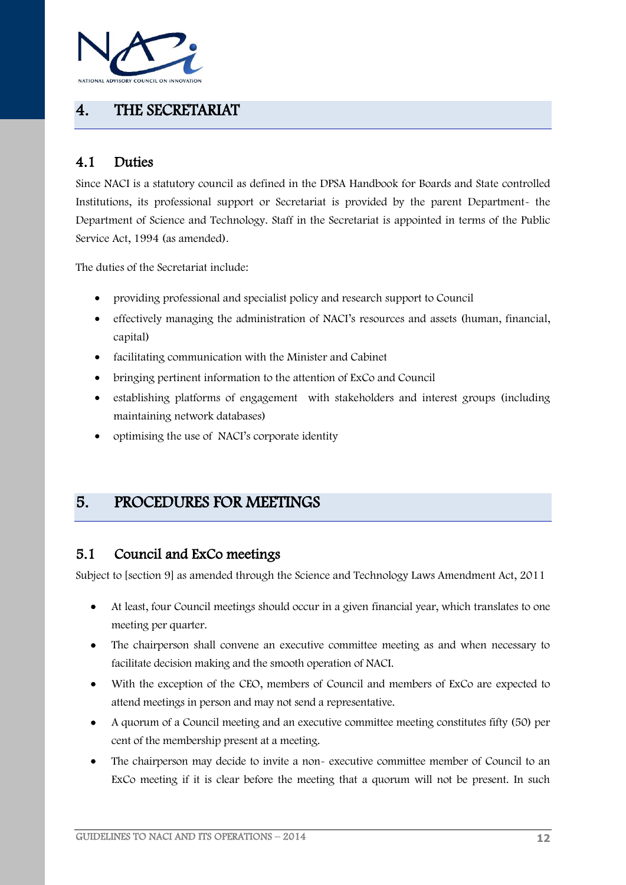# 4. THE SECRETARIAT

## 4.1 Duties

Since NACI is a statutory council as defined in the DPSA Handbook for Boards and State controlled Institutions, its professional support or Secretariat is provided by the parent Department- the Department of Science and Technology. Staff in the Secretariat is appointed in terms of the Public Service Act, 1994 (as amended).

The duties of the Secretariat include:

- providing professional and specialist policy and research support to Council
- effectively managing the administration of NACI's resources and assets (human, financial, capital)
- facilitating communication with the Minister and Cabinet
- bringing pertinent information to the attention of ExCo and Council
- establishing platforms of engagement with stakeholders and interest groups (including maintaining network databases)
- optimising the use of NACI's corporate identity

# 5. PROCEDURES FOR MEETINGS

## 5.1 Council and ExCo meetings

Subject to [section 9] as amended through the Science and Technology Laws Amendment Act, 2011

- At least, four Council meetings should occur in a given financial year, which translates to one meeting per quarter.
- The chairperson shall convene an executive committee meeting as and when necessary to facilitate decision making and the smooth operation of NACI.
- With the exception of the CEO, members of Council and members of ExCo are expected to attend meetings in person and may not send a representative.
- A quorum of a Council meeting and an executive committee meeting constitutes fifty (50) per cent of the membership present at a meeting.
- The chairperson may decide to invite a non- executive committee member of Council to an ExCo meeting if it is clear before the meeting that a quorum will not be present. In such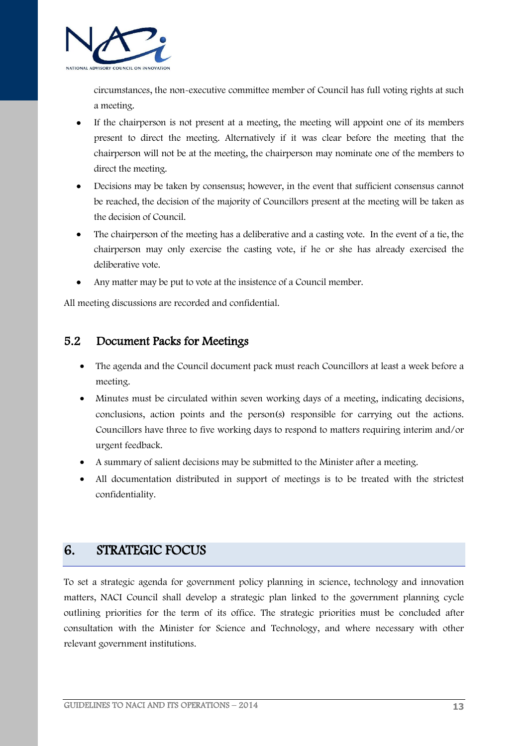circumstances, the non-executive committee member of Council has full voting rights at such a meeting.

- If the chairperson is not present at a meeting, the meeting will appoint one of its members present to direct the meeting. Alternatively if it was clear before the meeting that the chairperson will not be at the meeting, the chairperson may nominate one of the members to direct the meeting.
- Decisions may be taken by consensus; however, in the event that sufficient consensus cannot be reached, the decision of the majority of Councillors present at the meeting will be taken as the decision of Council.
- The chairperson of the meeting has a deliberative and a casting vote. In the event of a tie, the chairperson may only exercise the casting vote, if he or she has already exercised the deliberative vote.
- Any matter may be put to vote at the insistence of a Council member.

All meeting discussions are recorded and confidential.

### 5.2 Document Packs for Meetings

- The agenda and the Council document pack must reach Councillors at least a week before a meeting.
- Minutes must be circulated within seven working days of a meeting, indicating decisions, conclusions, action points and the person(s) responsible for carrying out the actions. Councillors have three to five working days to respond to matters requiring interim and/or urgent feedback.
- A summary of salient decisions may be submitted to the Minister after a meeting.
- All documentation distributed in support of meetings is to be treated with the strictest confidentiality.

## 6. STRATEGIC FOCUS

To set a strategic agenda for government policy planning in science, technology and innovation matters, NACI Council shall develop a strategic plan linked to the government planning cycle outlining priorities for the term of its office. The strategic priorities must be concluded after consultation with the Minister for Science and Technology, and where necessary with other relevant government institutions.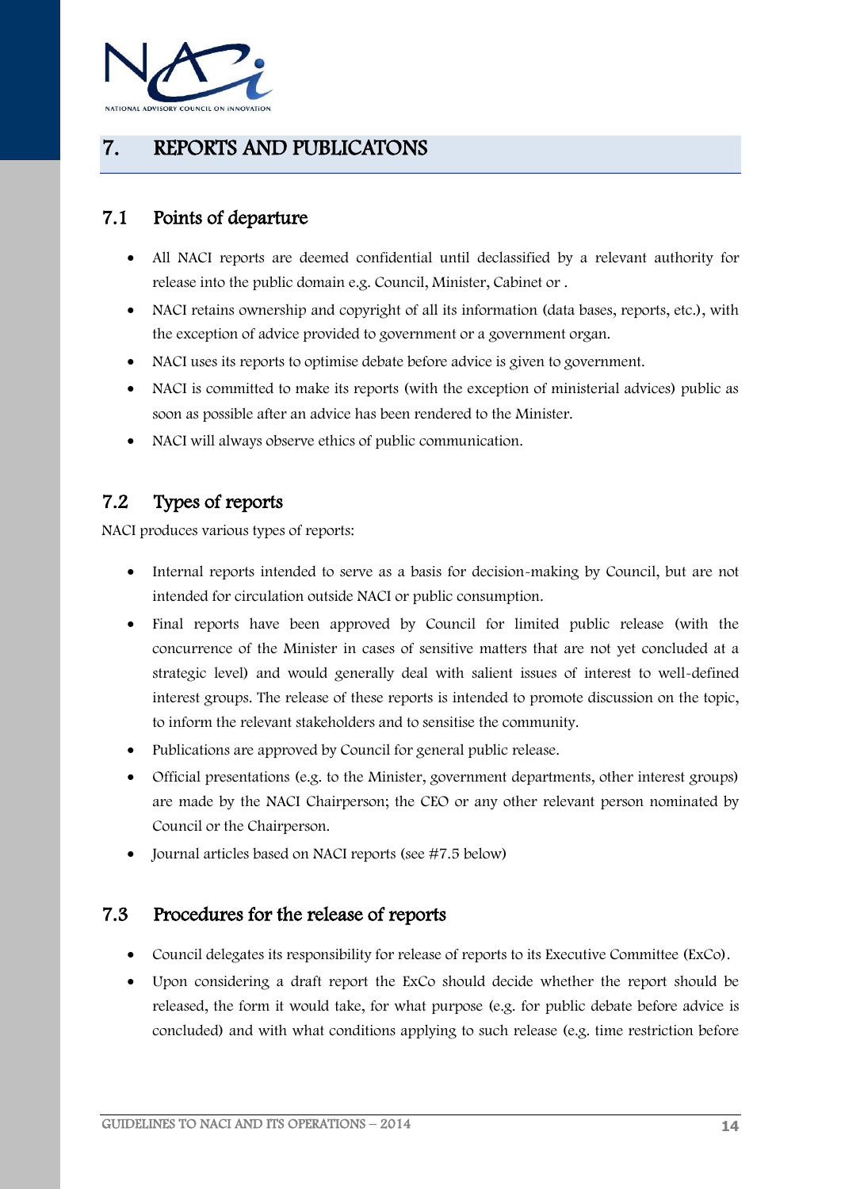## 7. REPORTS AND PUBLICATONS

### 7.1 Points of departure

- All NACI reports are deemed confidential until declassified by a relevant authority for release into the public domain e.g. Council, Minister, Cabinet or .
- NACI retains ownership and copyright of all its information (data bases, reports, etc.), with the exception of advice provided to government or a government organ.
- NACI uses its reports to optimise debate before advice is given to government.
- NACI is committed to make its reports (with the exception of ministerial advices) public as soon as possible after an advice has been rendered to the Minister.
- NACI will always observe ethics of public communication.

### 7.2 Types of reports

NACI produces various types of reports:

- Internal reports intended to serve as a basis for decision-making by Council, but are not intended for circulation outside NACI or public consumption.
- Final reports have been approved by Council for limited public release (with the concurrence of the Minister in cases of sensitive matters that are not yet concluded at a strategic level) and would generally deal with salient issues of interest to well-defined interest groups. The release of these reports is intended to promote discussion on the topic, to inform the relevant stakeholders and to sensitise the community.
- Publications are approved by Council for general public release.
- Official presentations (e.g. to the Minister, government departments, other interest groups) are made by the NACI Chairperson; the CEO or any other relevant person nominated by Council or the Chairperson.
- Journal articles based on NACI reports (see #7.5 below)

### 7.3 Procedures for the release of reports

- Council delegates its responsibility for release of reports to its Executive Committee (ExCo).
- Upon considering a draft report the ExCo should decide whether the report should be released, the form it would take, for what purpose (e.g. for public debate before advice is concluded) and with what conditions applying to such release (e.g. time restriction before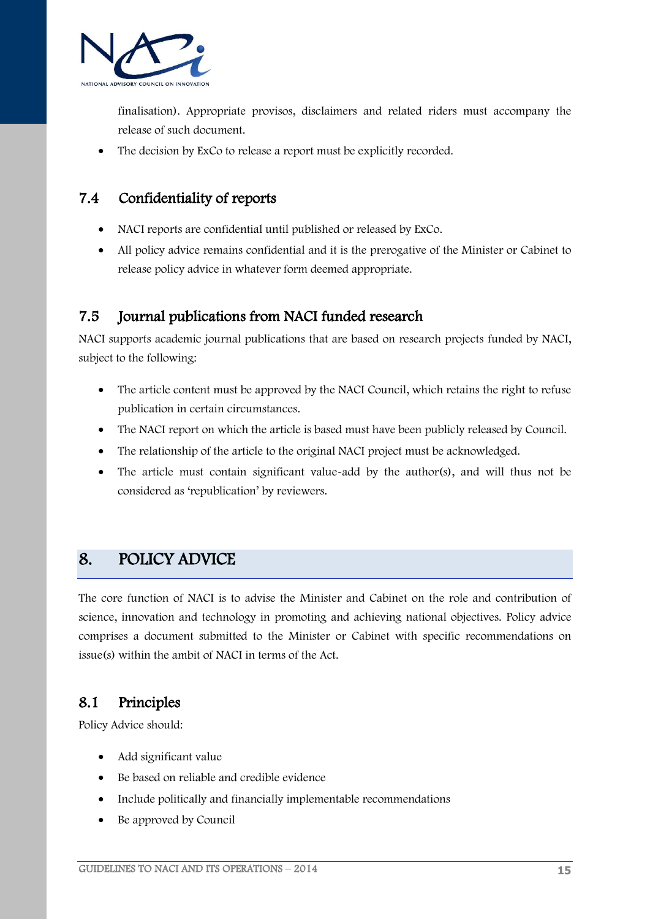finalisation). Appropriate provisos, disclaimers and related riders must accompany the release of such document.

- The decision by ExCo to release a report must be explicitly recorded.

### 7.4 Confidentiality of reports

- NACI reports are confidential until published or released by ExCo.
- All policy advice remains confidential and it is the prerogative of the Minister or Cabinet to release policy advice in whatever form deemed appropriate.

### 7.5 Journal publications from NACI funded research

NACI supports academic journal publications that are based on research projects funded by NACI, subject to the following:

- The article content must be approved by the NACI Council, which retains the right to refuse publication in certain circumstances.
- The NACI report on which the article is based must have been publicly released by Council.
- The relationship of the article to the original NACI project must be acknowledged.
- The article must contain significant value-add by the author(s), and will thus not be considered as 'republication' by reviewers.

## 8. POLICY ADVICE

The core function of NACI is to advise the Minister and Cabinet on the role and contribution of science, innovation and technology in promoting and achieving national objectives. Policy advice comprises a document submitted to the Minister or Cabinet with specific recommendations on issue(s) within the ambit of NACI in terms of the Act.

### 8.1 Principles

Policy Advice should:

- Add significant value
- Be based on reliable and credible evidence
- Include politically and financially implementable recommendations
- Be approved by Council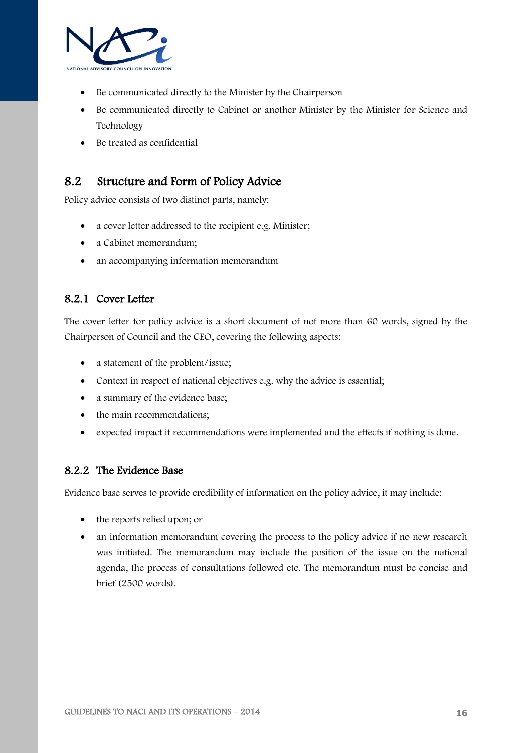- Be communicated directly to the Minister by the Chairperson
- Be communicated directly to Cabinet or another Minister by the Minister for Science and Technology
- Be treated as confidential

## 8.2 Structure and Form of Policy Advice

Policy advice consists of two distinct parts, namely:

- a cover letter addressed to the recipient e.g. Minister;
- a Cabinet memorandum;
- an accompanying information memorandum

### 8.2.1 Cover Letter

The cover letter for policy advice is a short document of not more than 60 words, signed by the Chairperson of Council and the CEO, covering the following aspects:

- a statement of the problem/issue;
- Context in respect of national objectives e.g. why the advice is essential;
- a summary of the evidence base;
- the main recommendations;
- expected impact if recommendations were implemented and the effects if nothing is done.

### 8.2.2 The Evidence Base

Evidence base serves to provide credibility of information on the policy advice, it may include:

- the reports relied upon; or
- an information memorandum covering the process to the policy advice if no new research was initiated. The memorandum may include the position of the issue on the national agenda, the process of consultations followed etc. The memorandum must be concise and brief (2500 words).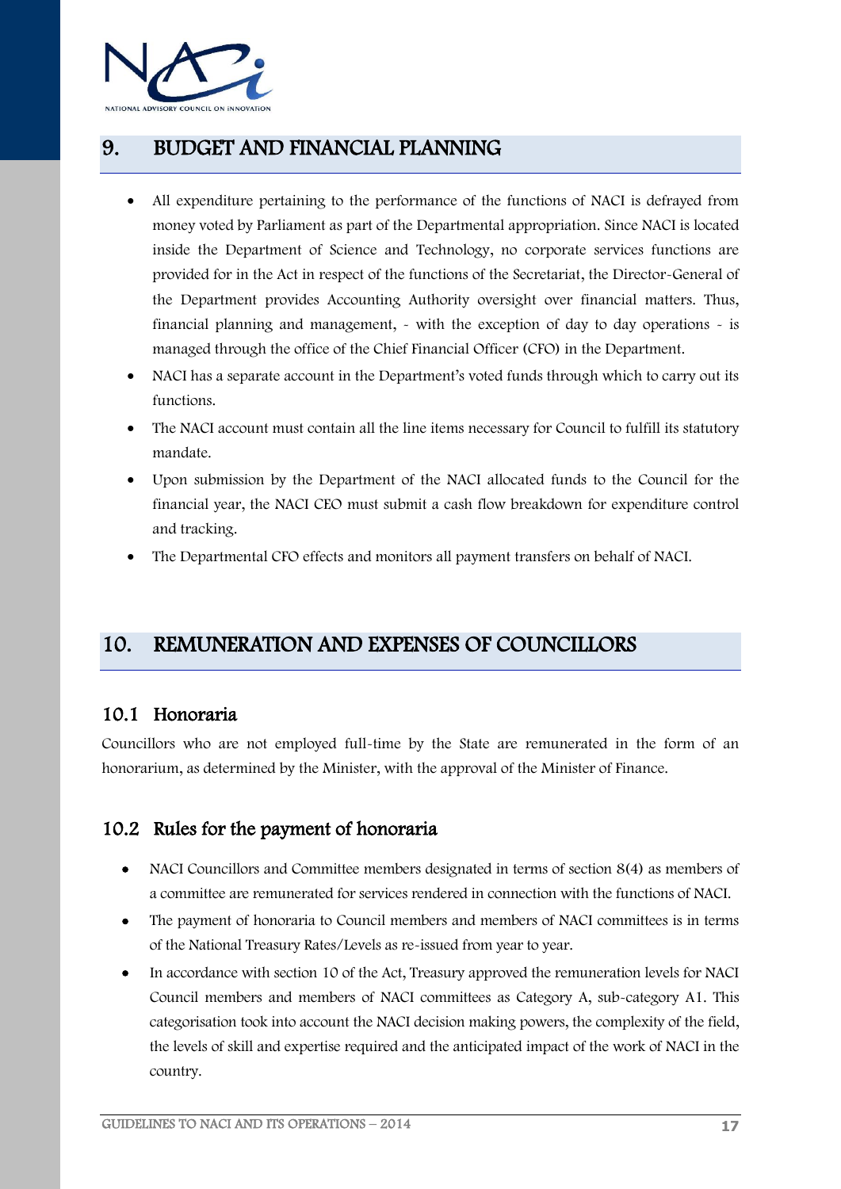## 9. BUDGET AND FINANCIAL PLANNING

- All expenditure pertaining to the performance of the functions of NACI is defrayed from money voted by Parliament as part of the Departmental appropriation. Since NACI is located inside the Department of Science and Technology, no corporate services functions are provided for in the Act in respect of the functions of the Secretariat, the Director-General of the Department provides Accounting Authority oversight over financial matters. Thus, financial planning and management, - with the exception of day to day operations - is managed through the office of the Chief Financial Officer (CFO) in the Department.
- NACI has a separate account in the Department's voted funds through which to carry out its functions.
- The NACI account must contain all the line items necessary for Council to fulfill its statutory mandate.
- Upon submission by the Department of the NACI allocated funds to the Council for the financial year, the NACI CEO must submit a cash flow breakdown for expenditure control and tracking.
- The Departmental CFO effects and monitors all payment transfers on behalf of NACI.

## 10. REMUNERATION AND EXPENSES OF COUNCILLORS

### 10.1 Honoraria

Councillors who are not employed full-time by the State are remunerated in the form of an honorarium, as determined by the Minister, with the approval of the Minister of Finance.

### 10.2 Rules for the payment of honoraria

- NACI Councillors and Committee members designated in terms of section 8(4) as members of a committee are remunerated for services rendered in connection with the functions of NACI.
- The payment of honoraria to Council members and members of NACI committees is in terms of the National Treasury Rates/Levels as re-issued from year to year.
- In accordance with section 10 of the Act, Treasury approved the remuneration levels for NACI Council members and members of NACI committees as Category A, sub-category A1. This categorisation took into account the NACI decision making powers, the complexity of the field, the levels of skill and expertise required and the anticipated impact of the work of NACI in the country.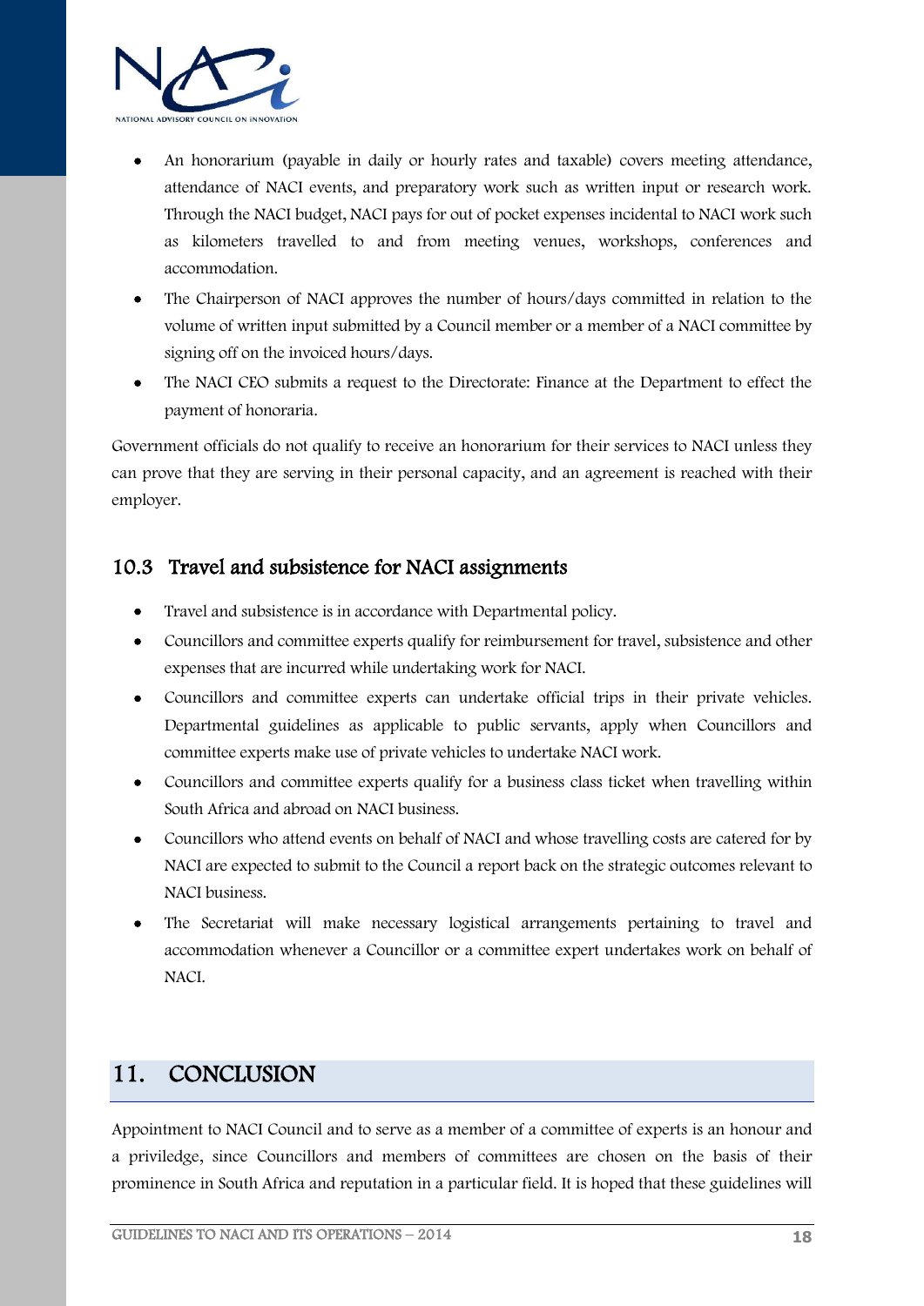- An honorarium (payable in daily or hourly rates and taxable) covers meeting attendance, attendance of NACI events, and preparatory work such as written input or research work. Through the NACI budget, NACI pays for out of pocket expenses incidental to NACI work such as kilometers travelled to and from meeting venues, workshops, conferences and accommodation.
- The Chairperson of NACI approves the number of hours/days committed in relation to the volume of written input submitted by a Council member or a member of a NACI committee by signing off on the invoiced hours/days.
- The NACI CEO submits a request to the Directorate: Finance at the Department to effect the payment of honoraria.

Government officials do not qualify to receive an honorarium for their services to NACI unless they can prove that they are serving in their personal capacity, and an agreement is reached with their employer.

### 10.3 Travel and subsistence for NACI assignments

- Travel and subsistence is in accordance with Departmental policy.
- Councillors and committee experts qualify for reimbursement for travel, subsistence and other expenses that are incurred while undertaking work for NACI.
- Councillors and committee experts can undertake official trips in their private vehicles. Departmental guidelines as applicable to public servants, apply when Councillors and committee experts make use of private vehicles to undertake NACI work.
- Councillors and committee experts qualify for a business class ticket when travelling within South Africa and abroad on NACI business.
- Councillors who attend events on behalf of NACI and whose travelling costs are catered for by NACI are expected to submit to the Council a report back on the strategic outcomes relevant to NACI business.
- The Secretariat will make necessary logistical arrangements pertaining to travel and accommodation whenever a Councillor or a committee expert undertakes work on behalf of NACI.

## 11. CONCLUSION

Appointment to NACI Council and to serve as a member of a committee of experts is an honour and a priviledge, since Councillors and members of committees are chosen on the basis of their prominence in South Africa and reputation in a particular field. It is hoped that these guidelines will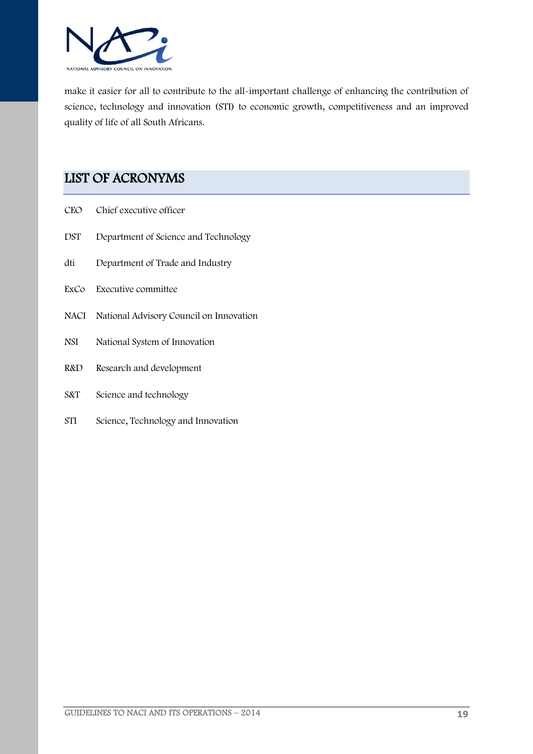make it easier for all to contribute to the all-important challenge of enhancing the contribution of science, technology and innovation (STI) to economic growth, competitiveness and an improved quality of life of all South Africans.

## LIST OF ACRONYMS

| | |
|---|---|
| CEO | Chief executive officer |
| DST | Department of Science and Technology |
| dti | Department of Trade and Industry |
| ExCo | Executive committee |
| NACI | National Advisory Council on Innovation |
| NSI | National System of Innovation |
| R&D | Research and development |
| S&T | Science and technology |
| STI | Science, Technology and Innovation |